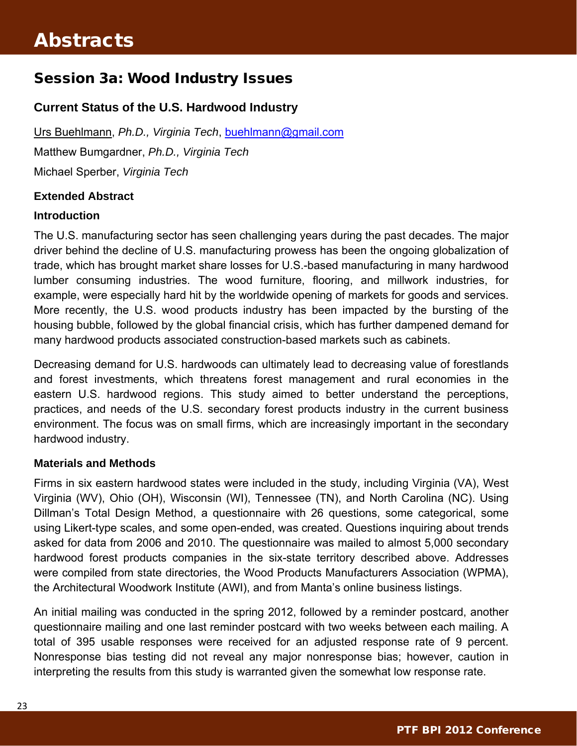# Abstracts

## Session 3a: Wood Industry Issues

### Current Status of the U.S. Hardwood Industry

Urs Buehlmann, *Ph.D., Virginia Tech*, buehlmann@gmail.com

Matthew Bumgardner, *Ph.D., Virginia Tech*

Michael Sperber, *Virginia Tech*

**Extended Abstract**

**Introduction**

The U.S. manufacturing sector has seen challenging years during the past decades. The major driver behind the decline of U.S. manufacturing prowess has been the ongoing globalization of trade, which has brought market share losses for U.S.-based manufacturing in many hardwood lumber consuming industries. The wood furniture, flooring, and millwork industries, for example, were especially hard hit by the worldwide opening of markets for goods and services. More recently, the U.S. wood products industry has been impacted by the bursting of the housing bubble, followed by the global financial crisis, which has further dampened demand for many hardwood products associated construction-based markets such as cabinets.

Decreasing demand for U.S. hardwoods can ultimately lead to decreasing value of forestlands and forest investments, which threatens forest management and rural economies in the eastern U.S. hardwood regions. This study aimed to better understand the perceptions, practices, and needs of the U.S. secondary forest products industry in the current business environment. The focus was on small firms, which are increasingly important in the secondary hardwood industry.

**Materials and Methods**

Firms in six eastern hardwood states were included in the study, including Virginia (VA), West Virginia (WV), Ohio (OH), Wisconsin (WI), Tennessee (TN), and North Carolina (NC). Using Dillman's Total Design Method, a questionnaire with 26 questions, some categorical, some using Likert-type scales, and some open-ended, was created. Questions inquiring about trends asked for data from 2006 and 2010. The questionnaire was mailed to almost 5,000 secondary hardwood forest products companies in the six-state territory described above. Addresses were compiled from state directories, the Wood Products Manufacturers Association (WPMA), the Architectural Woodwork Institute (AWI), and from Manta's online business listings.

An initial mailing was conducted in the spring 2012, followed by a reminder postcard, another questionnaire mailing and one last reminder postcard with two weeks between each mailing. A total of 395 usable responses were received for an adjusted response rate of 9 percent. Nonresponse bias testing did not reveal any major nonresponse bias; however, caution in interpreting the results from this study is warranted given the somewhat low response rate.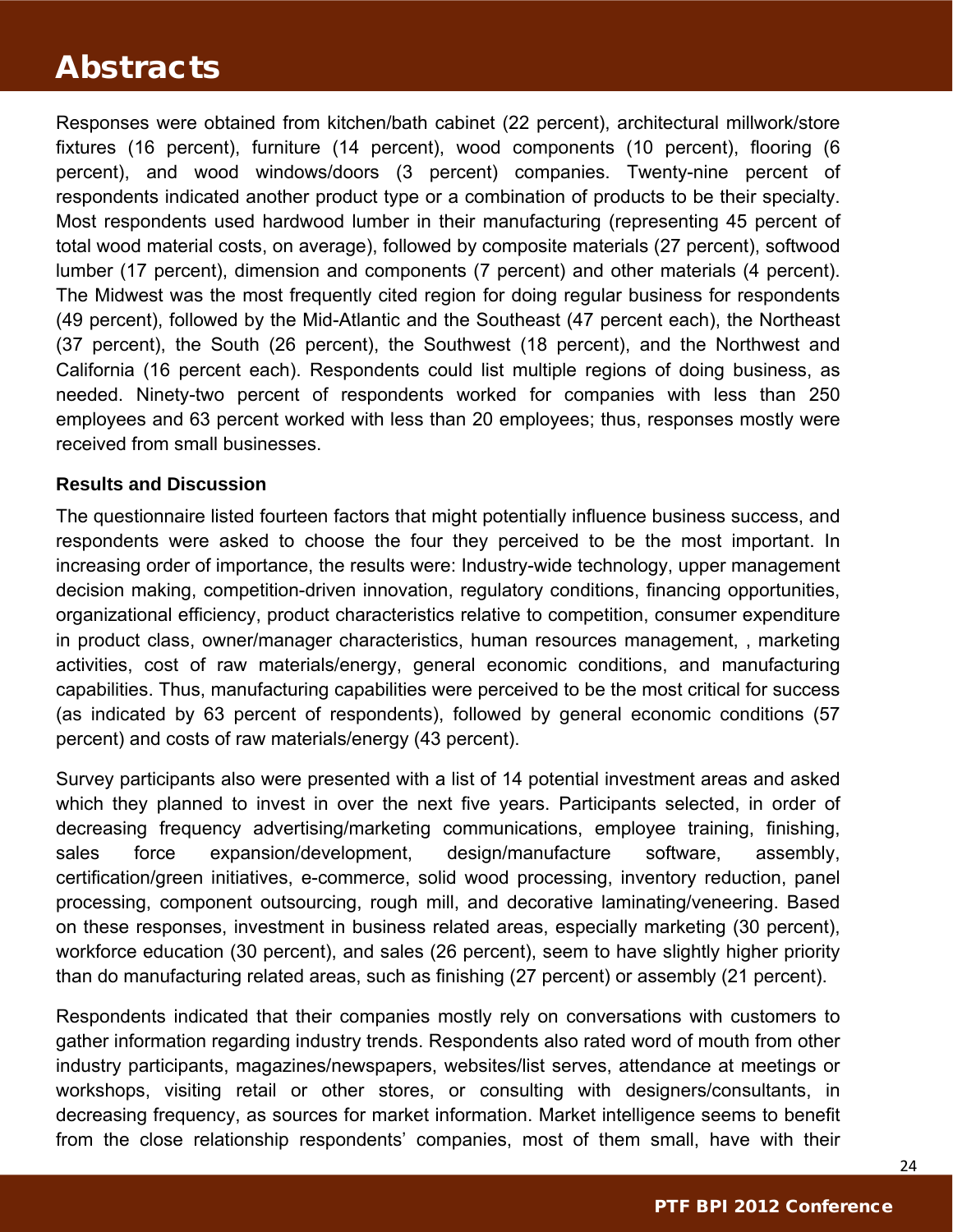Responses were obtained from kitchen/bath cabinet (22 percent), architectural millwork/store fixtures (16 percent), furniture (14 percent), wood components (10 percent), flooring (6 percent), and wood windows/doors (3 percent) companies. Twenty-nine percent of respondents indicated another product type or a combination of products to be their specialty. Most respondents used hardwood lumber in their manufacturing (representing 45 percent of total wood material costs, on average), followed by composite materials (27 percent), softwood lumber (17 percent), dimension and components (7 percent) and other materials (4 percent). The Midwest was the most frequently cited region for doing regular business for respondents (49 percent), followed by the Mid-Atlantic and the Southeast (47 percent each), the Northeast (37 percent), the South (26 percent), the Southwest (18 percent), and the Northwest and California (16 percent each). Respondents could list multiple regions of doing business, as needed. Ninety-two percent of respondents worked for companies with less than 250 employees and 63 percent worked with less than 20 employees; thus, responses mostly were received from small businesses.

**Results and Discussion**

The questionnaire listed fourteen factors that might potentially influence business success, and respondents were asked to choose the four they perceived to be the most important. In increasing order of importance, the results were: Industry-wide technology, upper management decision making, competition-driven innovation, regulatory conditions, financing opportunities, organizational efficiency, product characteristics relative to competition, consumer expenditure in product class, owner/manager characteristics, human resources management, , marketing activities, cost of raw materials/energy, general economic conditions, and manufacturing capabilities. Thus, manufacturing capabilities were perceived to be the most critical for success (as indicated by 63 percent of respondents), followed by general economic conditions (57 percent) and costs of raw materials/energy (43 percent).

Survey participants also were presented with a list of 14 potential investment areas and asked which they planned to invest in over the next five years. Participants selected, in order of decreasing frequency advertising/marketing communications, employee training, finishing, sales force expansion/development, design/manufacture software, assembly, certification/green initiatives, e-commerce, solid wood processing, inventory reduction, panel processing, component outsourcing, rough mill, and decorative laminating/veneering. Based on these responses, investment in business related areas, especially marketing (30 percent), workforce education (30 percent), and sales (26 percent), seem to have slightly higher priority than do manufacturing related areas, such as finishing (27 percent) or assembly (21 percent).

Respondents indicated that their companies mostly rely on conversations with customers to gather information regarding industry trends. Respondents also rated word of mouth from other industry participants, magazines/newspapers, websites/list serves, attendance at meetings or workshops, visiting retail or other stores, or consulting with designers/consultants, in decreasing frequency, as sources for market information. Market intelligence seems to benefit from the close relationship respondents' companies, most of them small, have with their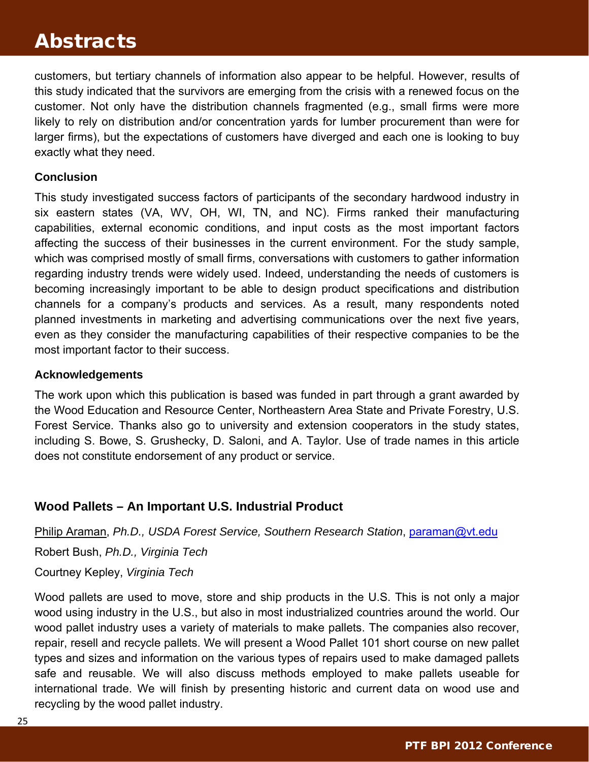customers, but tertiary channels of information also appear to be helpful. However, results of this study indicated that the survivors are emerging from the crisis with a renewed focus on the customer. Not only have the distribution channels fragmented (e.g., small firms were more likely to rely on distribution and/or concentration yards for lumber procurement than were for larger firms), but the expectations of customers have diverged and each one is looking to buy exactly what they need.

#### Conclusion

This study investigated success factors of participants of the secondary hardwood industry in six eastern states (VA, WV, OH, WI, TN, and NC). Firms ranked their manufacturing capabilities, external economic conditions, and input costs as the most important factors affecting the success of their businesses in the current environment. For the study sample, which was comprised mostly of small firms, conversations with customers to gather information regarding industry trends were widely used. Indeed, understanding the needs of customers is becoming increasingly important to be able to design product specifications and distribution channels for a company's products and services. As a result, many respondents noted planned investments in marketing and advertising communications over the next five years, even as they consider the manufacturing capabilities of their respective companies to be the most important factor to their success.

#### Acknowledgements

The work upon which this publication is based was funded in part through a grant awarded by the Wood Education and Resource Center, Northeastern Area State and Private Forestry, U.S. Forest Service. Thanks also go to university and extension cooperators in the study states, including S. Bowe, S. Grushecky, D. Saloni, and A. Taylor. Use of trade names in this article does not constitute endorsement of any product or service.

### Wood Pallets – An Important U.S. Industrial Product

Philip Araman, *Ph.D., USDA Forest Service, Southern Research Station*, paraman@vt.edu

Robert Bush, *Ph.D., Virginia Tech*

Courtney Kepley, *Virginia Tech*

Wood pallets are used to move, store and ship products in the U.S. This is not only a major wood using industry in the U.S., but also in most industrialized countries around the world. Our wood pallet industry uses a variety of materials to make pallets. The companies also recover, repair, resell and recycle pallets. We will present a Wood Pallet 101 short course on new pallet types and sizes and information on the various types of repairs used to make damaged pallets safe and reusable. We will also discuss methods employed to make pallets useable for international trade. We will finish by presenting historic and current data on wood use and recycling by the wood pallet industry.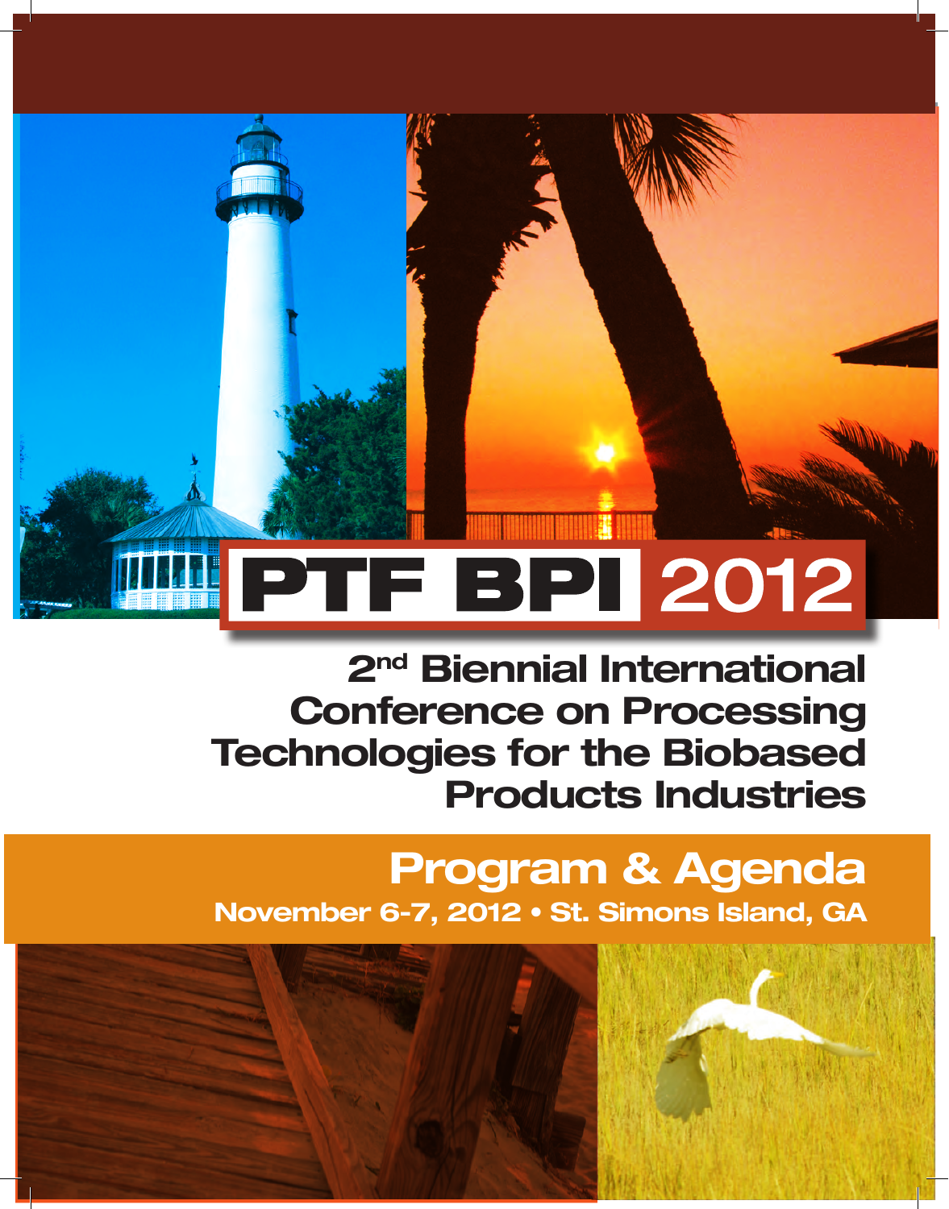# PTF BPI 2012

## 2nd Biennial International Conference on Processing Technologies for the Biobased Products Industries

## Program & Agenda

**November 6-7, 2012 • St. Simons Island, GA**